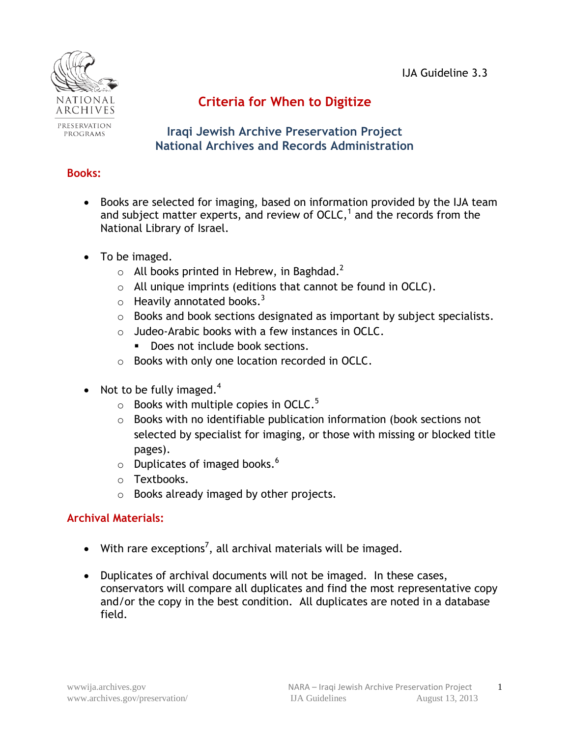IJA Guideline 3.3

# Criteria for When to Digitize

## Iraqi Jewish Archive Preservation Project
## National Archives and Records Administration

### Books:

- Books are selected for imaging, based on information provided by the IJA team and subject matter experts, and review of OCLC,[1] and the records from the National Library of Israel.

- To be imaged.
  - All books printed in Hebrew, in Baghdad.[2]
  - All unique imprints (editions that cannot be found in OCLC).
  - Heavily annotated books.[3]
  - Books and book sections designated as important by subject specialists.
  - Judeo-Arabic books with a few instances in OCLC.
    - Does not include book sections.
  - Books with only one location recorded in OCLC.

- Not to be fully imaged.[4]
  - Books with multiple copies in OCLC.[5]
  - Books with no identifiable publication information (book sections not selected by specialist for imaging, or those with missing or blocked title pages).
  - Duplicates of imaged books.[6]
  - Textbooks.
  - Books already imaged by other projects.

### Archival Materials:

- With rare exceptions[7], all archival materials will be imaged.

- Duplicates of archival documents will not be imaged. In these cases, conservators will compare all duplicates and find the most representative copy and/or the copy in the best condition. All duplicates are noted in a database field.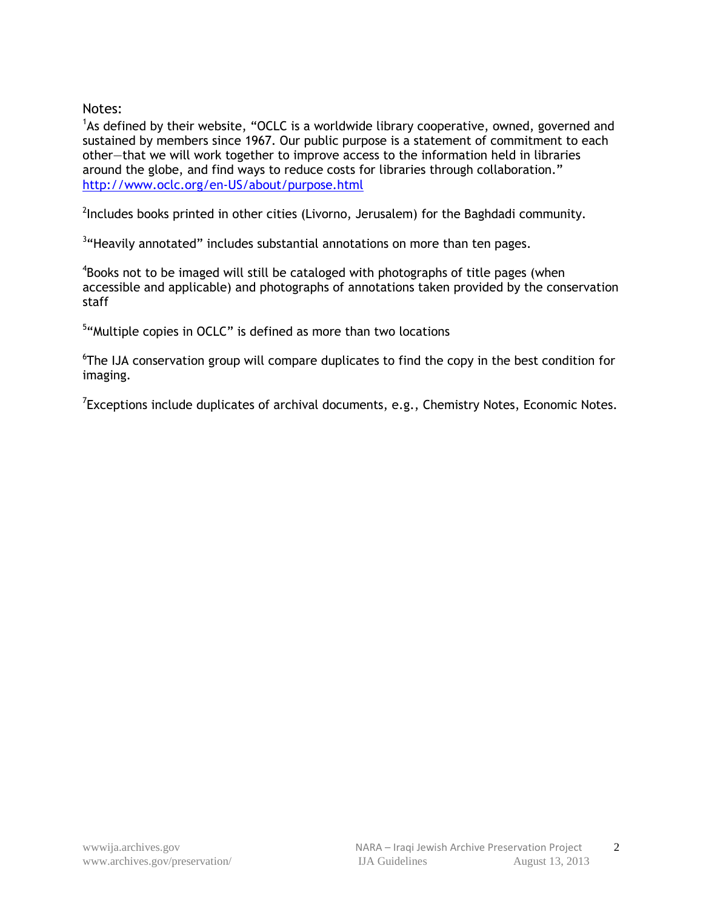Notes:

[1]As defined by their website, "OCLC is a worldwide library cooperative, owned, governed and sustained by members since 1967. Our public purpose is a statement of commitment to each other—that we will work together to improve access to the information held in libraries around the globe, and find ways to reduce costs for libraries through collaboration." http://www.oclc.org/en-US/about/purpose.html

[2]Includes books printed in other cities (Livorno, Jerusalem) for the Baghdadi community.

[3]"Heavily annotated" includes substantial annotations on more than ten pages.

[4]Books not to be imaged will still be cataloged with photographs of title pages (when accessible and applicable) and photographs of annotations taken provided by the conservation staff

[5]"Multiple copies in OCLC" is defined as more than two locations

[6]The IJA conservation group will compare duplicates to find the copy in the best condition for imaging.

[7]Exceptions include duplicates of archival documents, e.g., Chemistry Notes, Economic Notes.